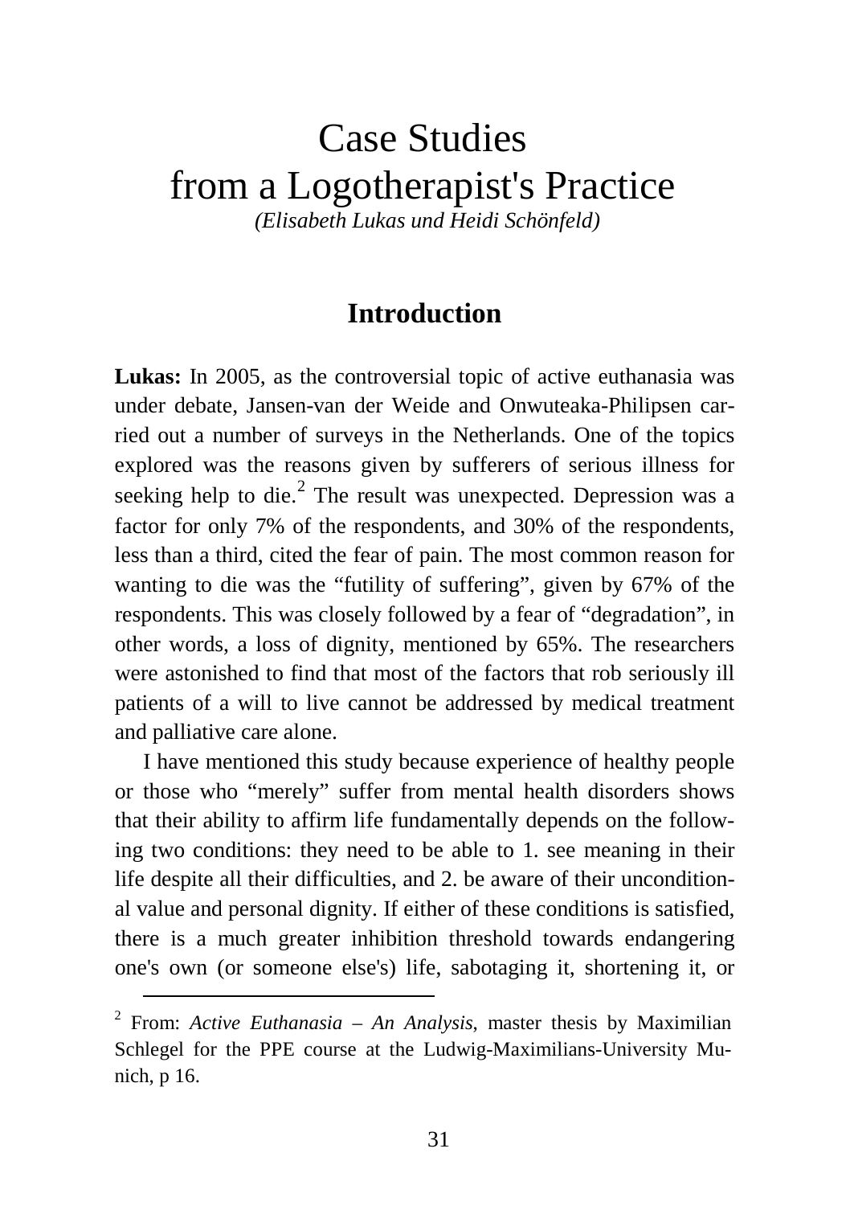# Case Studies from a Logotherapist's Practice

*(Elisabeth Lukas und Heidi Schönfeld)*

## Introduction

**Lukas:** In 2005, as the controversial topic of active euthanasia was under debate, Jansen-van der Weide and Onwuteaka-Philipsen carried out a number of surveys in the Netherlands. One of the topics explored was the reasons given by sufferers of serious illness for seeking help to die.[2] The result was unexpected. Depression was a factor for only 7% of the respondents, and 30% of the respondents, less than a third, cited the fear of pain. The most common reason for wanting to die was the "futility of suffering", given by 67% of the respondents. This was closely followed by a fear of "degradation", in other words, a loss of dignity, mentioned by 65%. The researchers were astonished to find that most of the factors that rob seriously ill patients of a will to live cannot be addressed by medical treatment and palliative care alone.

I have mentioned this study because experience of healthy people or those who "merely" suffer from mental health disorders shows that their ability to affirm life fundamentally depends on the following two conditions: they need to be able to 1. see meaning in their life despite all their difficulties, and 2. be aware of their unconditional value and personal dignity. If either of these conditions is satisfied, there is a much greater inhibition threshold towards endangering one's own (or someone else's) life, sabotaging it, shortening it, or

[2] From: *Active Euthanasia – An Analysis*, master thesis by Maximilian Schlegel for the PPE course at the Ludwig-Maximilians-University Munich, p 16.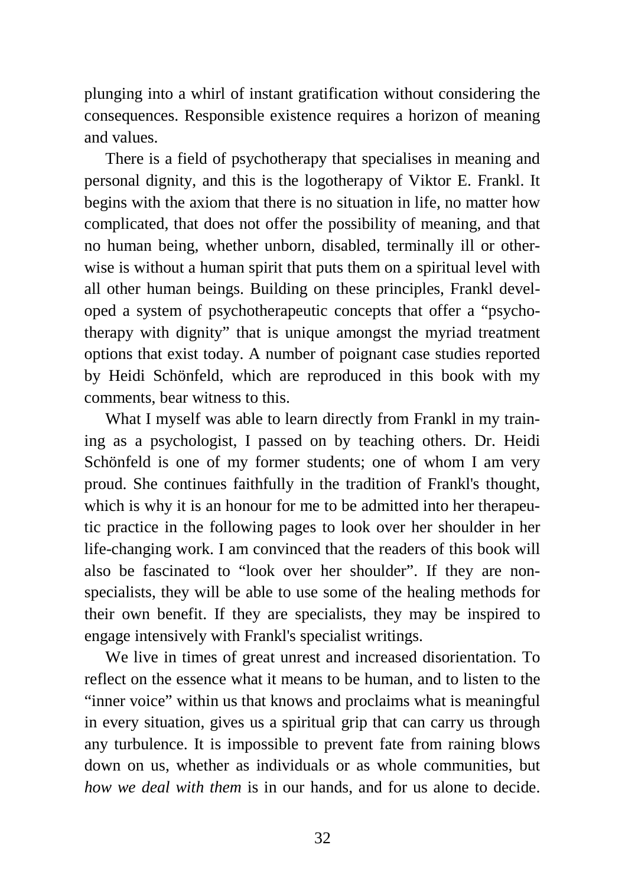plunging into a whirl of instant gratification without considering the consequences. Responsible existence requires a horizon of meaning and values.

There is a field of psychotherapy that specialises in meaning and personal dignity, and this is the logotherapy of Viktor E. Frankl. It begins with the axiom that there is no situation in life, no matter how complicated, that does not offer the possibility of meaning, and that no human being, whether unborn, disabled, terminally ill or otherwise is without a human spirit that puts them on a spiritual level with all other human beings. Building on these principles, Frankl developed a system of psychotherapeutic concepts that offer a "psychotherapy with dignity" that is unique amongst the myriad treatment options that exist today. A number of poignant case studies reported by Heidi Schönfeld, which are reproduced in this book with my comments, bear witness to this.

What I myself was able to learn directly from Frankl in my training as a psychologist, I passed on by teaching others. Dr. Heidi Schönfeld is one of my former students; one of whom I am very proud. She continues faithfully in the tradition of Frankl's thought, which is why it is an honour for me to be admitted into her therapeutic practice in the following pages to look over her shoulder in her life-changing work. I am convinced that the readers of this book will also be fascinated to "look over her shoulder". If they are non-specialists, they will be able to use some of the healing methods for their own benefit. If they are specialists, they may be inspired to engage intensively with Frankl's specialist writings.

We live in times of great unrest and increased disorientation. To reflect on the essence what it means to be human, and to listen to the "inner voice" within us that knows and proclaims what is meaningful in every situation, gives us a spiritual grip that can carry us through any turbulence. It is impossible to prevent fate from raining blows down on us, whether as individuals or as whole communities, but *how we deal with them* is in our hands, and for us alone to decide.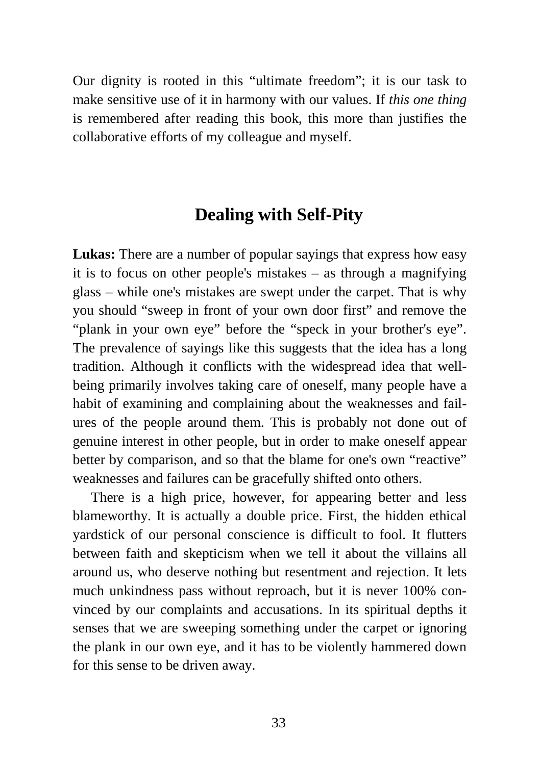Our dignity is rooted in this “ultimate freedom”; it is our task to make sensitive use of it in harmony with our values. If *this one thing* is remembered after reading this book, this more than justifies the collaborative efforts of my colleague and myself.

## Dealing with Self-Pity

**Lukas:** There are a number of popular sayings that express how easy it is to focus on other people's mistakes – as through a magnifying glass – while one's mistakes are swept under the carpet. That is why you should “sweep in front of your own door first” and remove the “plank in your own eye” before the “speck in your brother's eye”. The prevalence of sayings like this suggests that the idea has a long tradition. Although it conflicts with the widespread idea that well-being primarily involves taking care of oneself, many people have a habit of examining and complaining about the weaknesses and failures of the people around them. This is probably not done out of genuine interest in other people, but in order to make oneself appear better by comparison, and so that the blame for one's own “reactive” weaknesses and failures can be gracefully shifted onto others.

There is a high price, however, for appearing better and less blameworthy. It is actually a double price. First, the hidden ethical yardstick of our personal conscience is difficult to fool. It flutters between faith and skepticism when we tell it about the villains all around us, who deserve nothing but resentment and rejection. It lets much unkindness pass without reproach, but it is never 100% convinced by our complaints and accusations. In its spiritual depths it senses that we are sweeping something under the carpet or ignoring the plank in our own eye, and it has to be violently hammered down for this sense to be driven away.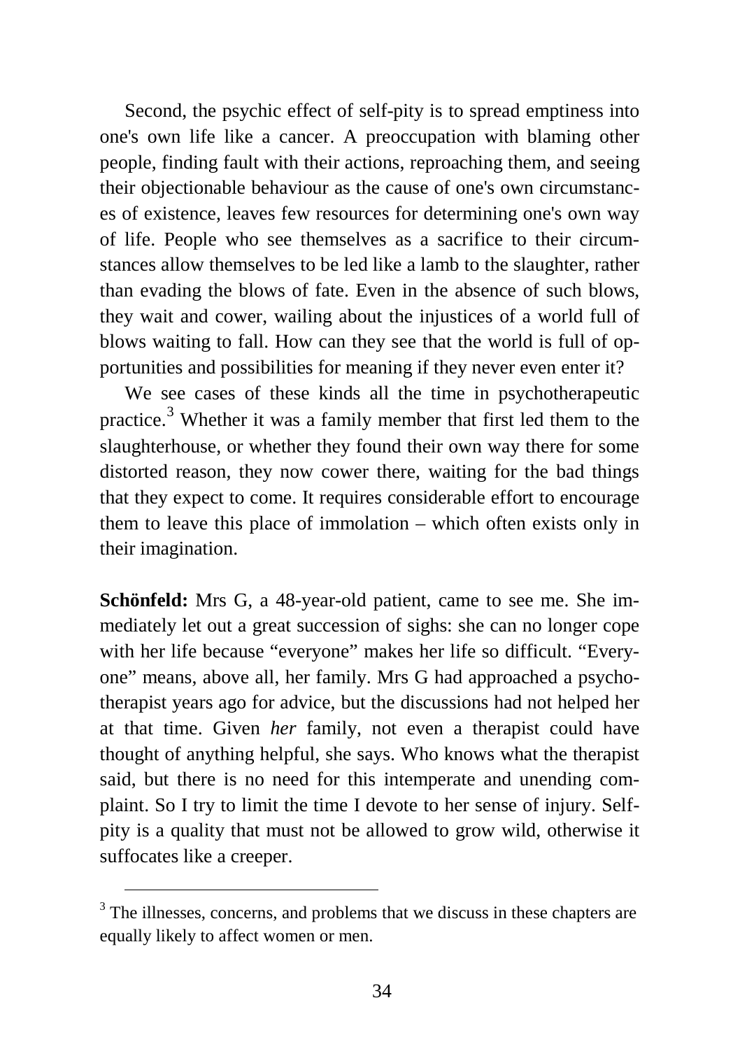Second, the psychic effect of self-pity is to spread emptiness into one's own life like a cancer. A preoccupation with blaming other people, finding fault with their actions, reproaching them, and seeing their objectionable behaviour as the cause of one's own circumstances of existence, leaves few resources for determining one's own way of life. People who see themselves as a sacrifice to their circumstances allow themselves to be led like a lamb to the slaughter, rather than evading the blows of fate. Even in the absence of such blows, they wait and cower, wailing about the injustices of a world full of blows waiting to fall. How can they see that the world is full of opportunities and possibilities for meaning if they never even enter it?

We see cases of these kinds all the time in psychotherapeutic practice.[3] Whether it was a family member that first led them to the slaughterhouse, or whether they found their own way there for some distorted reason, they now cower there, waiting for the bad things that they expect to come. It requires considerable effort to encourage them to leave this place of immolation – which often exists only in their imagination.

**Schönfeld:** Mrs G, a 48-year-old patient, came to see me. She immediately let out a great succession of sighs: she can no longer cope with her life because "everyone" makes her life so difficult. "Everyone" means, above all, her family. Mrs G had approached a psychotherapist years ago for advice, but the discussions had not helped her at that time. Given *her* family, not even a therapist could have thought of anything helpful, she says. Who knows what the therapist said, but there is no need for this intemperate and unending complaint. So I try to limit the time I devote to her sense of injury. Self-pity is a quality that must not be allowed to grow wild, otherwise it suffocates like a creeper.

---

[3] The illnesses, concerns, and problems that we discuss in these chapters are equally likely to affect women or men.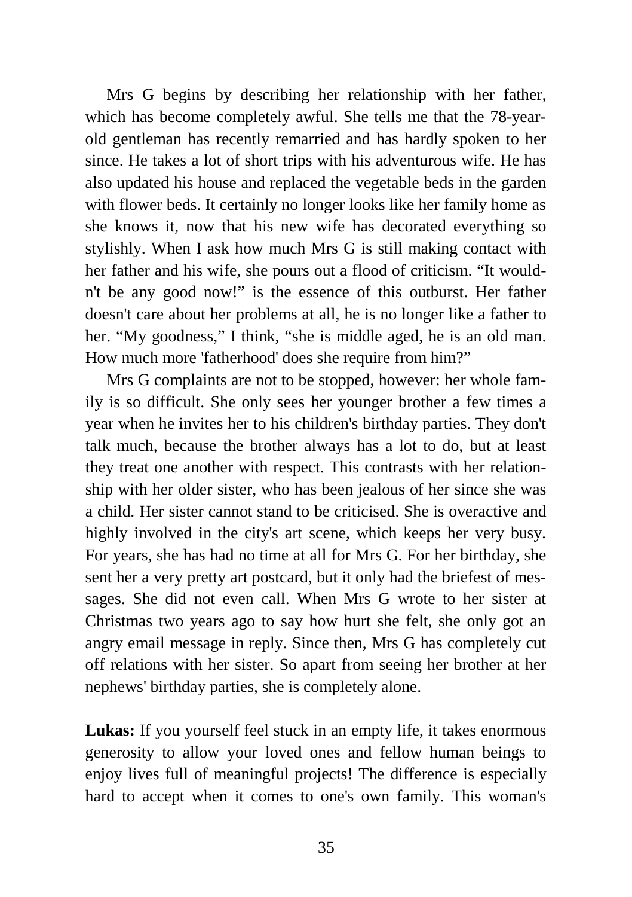Mrs G begins by describing her relationship with her father, which has become completely awful. She tells me that the 78-year-old gentleman has recently remarried and has hardly spoken to her since. He takes a lot of short trips with his adventurous wife. He has also updated his house and replaced the vegetable beds in the garden with flower beds. It certainly no longer looks like her family home as she knows it, now that his new wife has decorated everything so stylishly. When I ask how much Mrs G is still making contact with her father and his wife, she pours out a flood of criticism. “It wouldn't be any good now!” is the essence of this outburst. Her father doesn't care about her problems at all, he is no longer like a father to her. “My goodness,” I think, “she is middle aged, he is an old man. How much more 'fatherhood' does she require from him?”

Mrs G complaints are not to be stopped, however: her whole family is so difficult. She only sees her younger brother a few times a year when he invites her to his children's birthday parties. They don't talk much, because the brother always has a lot to do, but at least they treat one another with respect. This contrasts with her relationship with her older sister, who has been jealous of her since she was a child. Her sister cannot stand to be criticised. She is overactive and highly involved in the city's art scene, which keeps her very busy. For years, she has had no time at all for Mrs G. For her birthday, she sent her a very pretty art postcard, but it only had the briefest of messages. She did not even call. When Mrs G wrote to her sister at Christmas two years ago to say how hurt she felt, she only got an angry email message in reply. Since then, Mrs G has completely cut off relations with her sister. So apart from seeing her brother at her nephews' birthday parties, she is completely alone.

**Lukas:** If you yourself feel stuck in an empty life, it takes enormous generosity to allow your loved ones and fellow human beings to enjoy lives full of meaningful projects! The difference is especially hard to accept when it comes to one's own family. This woman's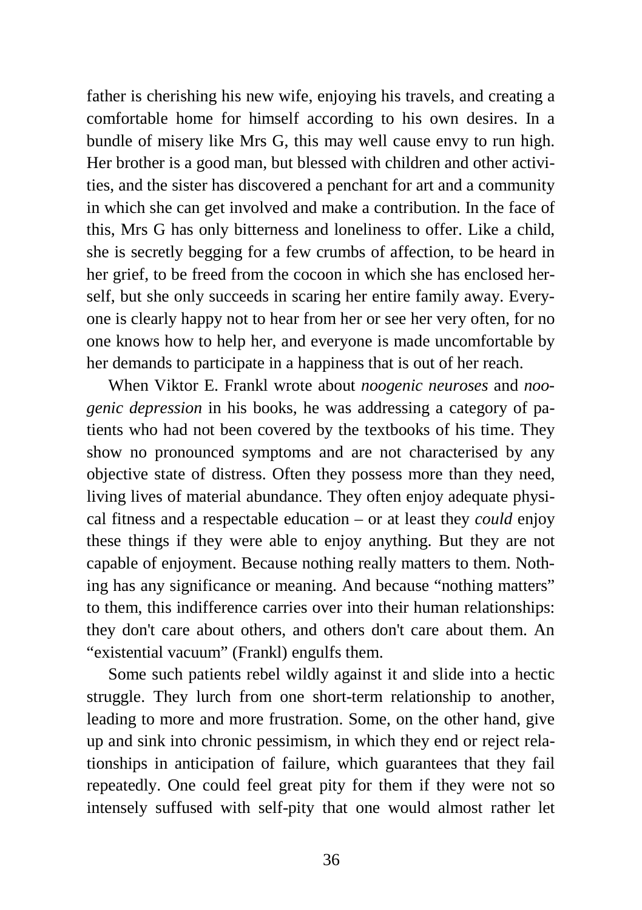father is cherishing his new wife, enjoying his travels, and creating a comfortable home for himself according to his own desires. In a bundle of misery like Mrs G, this may well cause envy to run high. Her brother is a good man, but blessed with children and other activities, and the sister has discovered a penchant for art and a community in which she can get involved and make a contribution. In the face of this, Mrs G has only bitterness and loneliness to offer. Like a child, she is secretly begging for a few crumbs of affection, to be heard in her grief, to be freed from the cocoon in which she has enclosed herself, but she only succeeds in scaring her entire family away. Everyone is clearly happy not to hear from her or see her very often, for no one knows how to help her, and everyone is made uncomfortable by her demands to participate in a happiness that is out of her reach.

When Viktor E. Frankl wrote about *noogenic neuroses* and *noogenic depression* in his books, he was addressing a category of patients who had not been covered by the textbooks of his time. They show no pronounced symptoms and are not characterised by any objective state of distress. Often they possess more than they need, living lives of material abundance. They often enjoy adequate physical fitness and a respectable education – or at least they *could* enjoy these things if they were able to enjoy anything. But they are not capable of enjoyment. Because nothing really matters to them. Nothing has any significance or meaning. And because "nothing matters" to them, this indifference carries over into their human relationships: they don't care about others, and others don't care about them. An "existential vacuum" (Frankl) engulfs them.

Some such patients rebel wildly against it and slide into a hectic struggle. They lurch from one short-term relationship to another, leading to more and more frustration. Some, on the other hand, give up and sink into chronic pessimism, in which they end or reject relationships in anticipation of failure, which guarantees that they fail repeatedly. One could feel great pity for them if they were not so intensely suffused with self-pity that one would almost rather let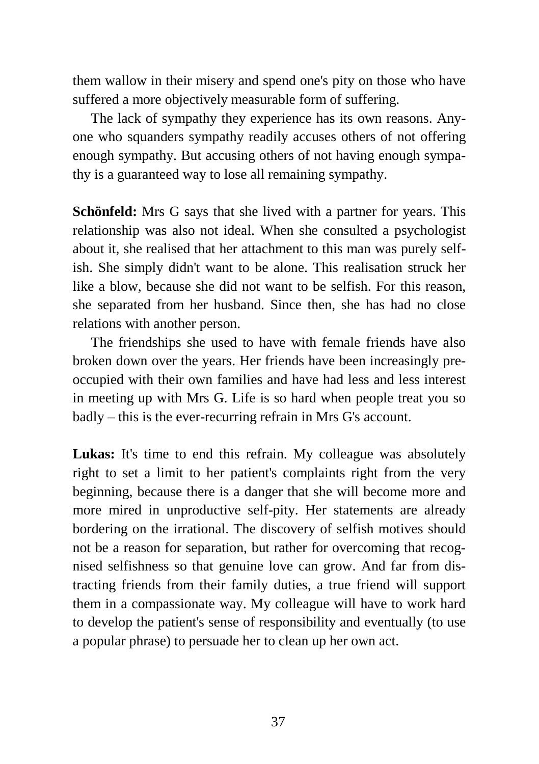them wallow in their misery and spend one's pity on those who have suffered a more objectively measurable form of suffering.

The lack of sympathy they experience has its own reasons. Anyone who squanders sympathy readily accuses others of not offering enough sympathy. But accusing others of not having enough sympathy is a guaranteed way to lose all remaining sympathy.

**Schönfeld:** Mrs G says that she lived with a partner for years. This relationship was also not ideal. When she consulted a psychologist about it, she realised that her attachment to this man was purely selfish. She simply didn't want to be alone. This realisation struck her like a blow, because she did not want to be selfish. For this reason, she separated from her husband. Since then, she has had no close relations with another person.

The friendships she used to have with female friends have also broken down over the years. Her friends have been increasingly preoccupied with their own families and have had less and less interest in meeting up with Mrs G. Life is so hard when people treat you so badly – this is the ever-recurring refrain in Mrs G's account.

**Lukas:** It's time to end this refrain. My colleague was absolutely right to set a limit to her patient's complaints right from the very beginning, because there is a danger that she will become more and more mired in unproductive self-pity. Her statements are already bordering on the irrational. The discovery of selfish motives should not be a reason for separation, but rather for overcoming that recognised selfishness so that genuine love can grow. And far from distracting friends from their family duties, a true friend will support them in a compassionate way. My colleague will have to work hard to develop the patient's sense of responsibility and eventually (to use a popular phrase) to persuade her to clean up her own act.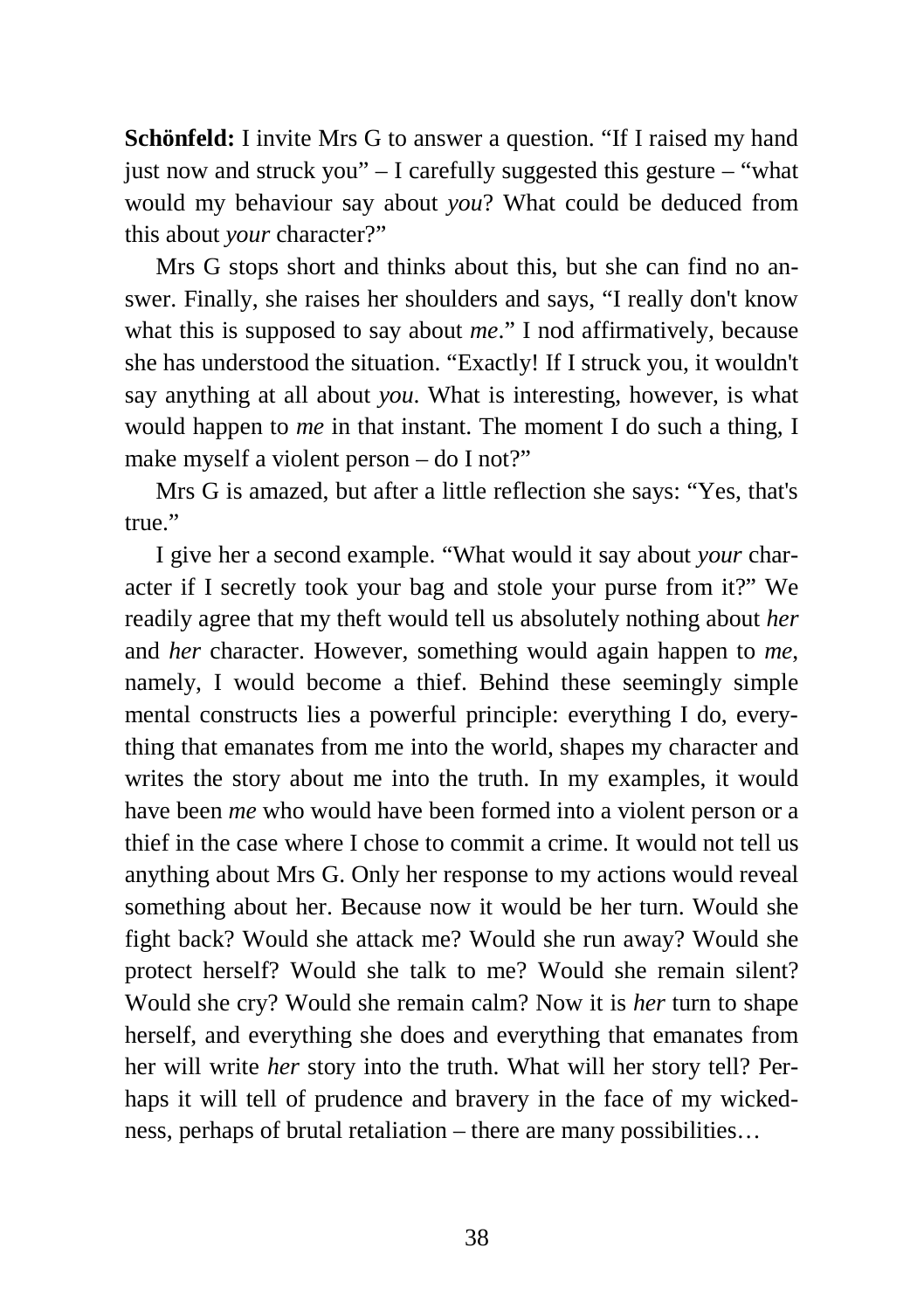**Schönfeld:** I invite Mrs G to answer a question. "If I raised my hand just now and struck you" – I carefully suggested this gesture – "what would my behaviour say about *you*? What could be deduced from this about *your* character?"

Mrs G stops short and thinks about this, but she can find no answer. Finally, she raises her shoulders and says, "I really don't know what this is supposed to say about *me*." I nod affirmatively, because she has understood the situation. "Exactly! If I struck you, it wouldn't say anything at all about *you*. What is interesting, however, is what would happen to *me* in that instant. The moment I do such a thing, I make myself a violent person – do I not?"

Mrs G is amazed, but after a little reflection she says: "Yes, that's true."

I give her a second example. "What would it say about *your* character if I secretly took your bag and stole your purse from it?" We readily agree that my theft would tell us absolutely nothing about *her* and *her* character. However, something would again happen to *me*, namely, I would become a thief. Behind these seemingly simple mental constructs lies a powerful principle: everything I do, everything that emanates from me into the world, shapes my character and writes the story about me into the truth. In my examples, it would have been *me* who would have been formed into a violent person or a thief in the case where I chose to commit a crime. It would not tell us anything about Mrs G. Only her response to my actions would reveal something about her. Because now it would be her turn. Would she fight back? Would she attack me? Would she run away? Would she protect herself? Would she talk to me? Would she remain silent? Would she cry? Would she remain calm? Now it is *her* turn to shape herself, and everything she does and everything that emanates from her will write *her* story into the truth. What will her story tell? Perhaps it will tell of prudence and bravery in the face of my wickedness, perhaps of brutal retaliation – there are many possibilities…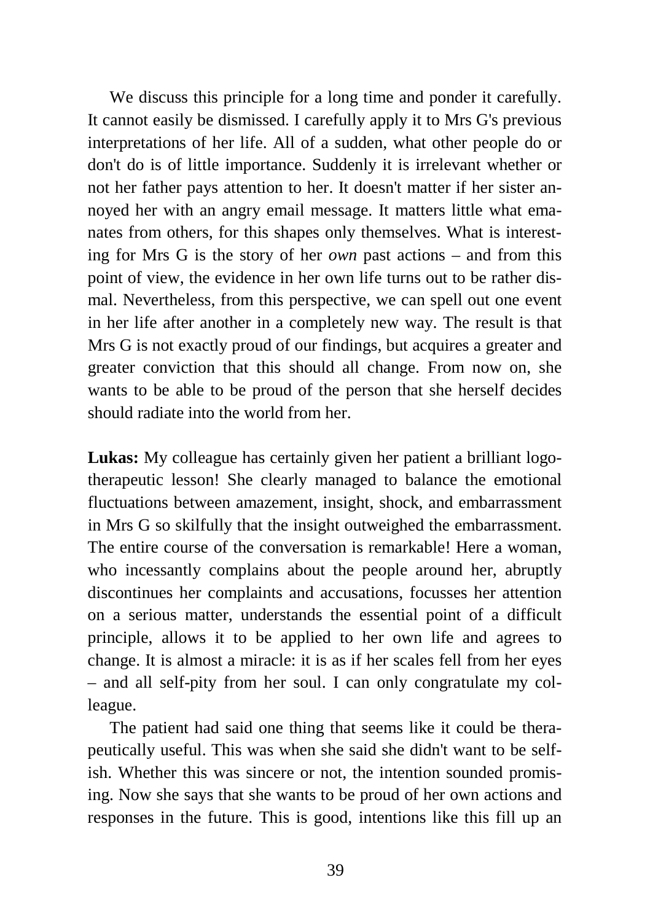We discuss this principle for a long time and ponder it carefully. It cannot easily be dismissed. I carefully apply it to Mrs G's previous interpretations of her life. All of a sudden, what other people do or don't do is of little importance. Suddenly it is irrelevant whether or not her father pays attention to her. It doesn't matter if her sister annoyed her with an angry email message. It matters little what emanates from others, for this shapes only themselves. What is interesting for Mrs G is the story of her *own* past actions – and from this point of view, the evidence in her own life turns out to be rather dismal. Nevertheless, from this perspective, we can spell out one event in her life after another in a completely new way. The result is that Mrs G is not exactly proud of our findings, but acquires a greater and greater conviction that this should all change. From now on, she wants to be able to be proud of the person that she herself decides should radiate into the world from her.

**Lukas:** My colleague has certainly given her patient a brilliant logotherapeutic lesson! She clearly managed to balance the emotional fluctuations between amazement, insight, shock, and embarrassment in Mrs G so skilfully that the insight outweighed the embarrassment. The entire course of the conversation is remarkable! Here a woman, who incessantly complains about the people around her, abruptly discontinues her complaints and accusations, focusses her attention on a serious matter, understands the essential point of a difficult principle, allows it to be applied to her own life and agrees to change. It is almost a miracle: it is as if her scales fell from her eyes – and all self-pity from her soul. I can only congratulate my colleague.

The patient had said one thing that seems like it could be therapeutically useful. This was when she said she didn't want to be selfish. Whether this was sincere or not, the intention sounded promising. Now she says that she wants to be proud of her own actions and responses in the future. This is good, intentions like this fill up an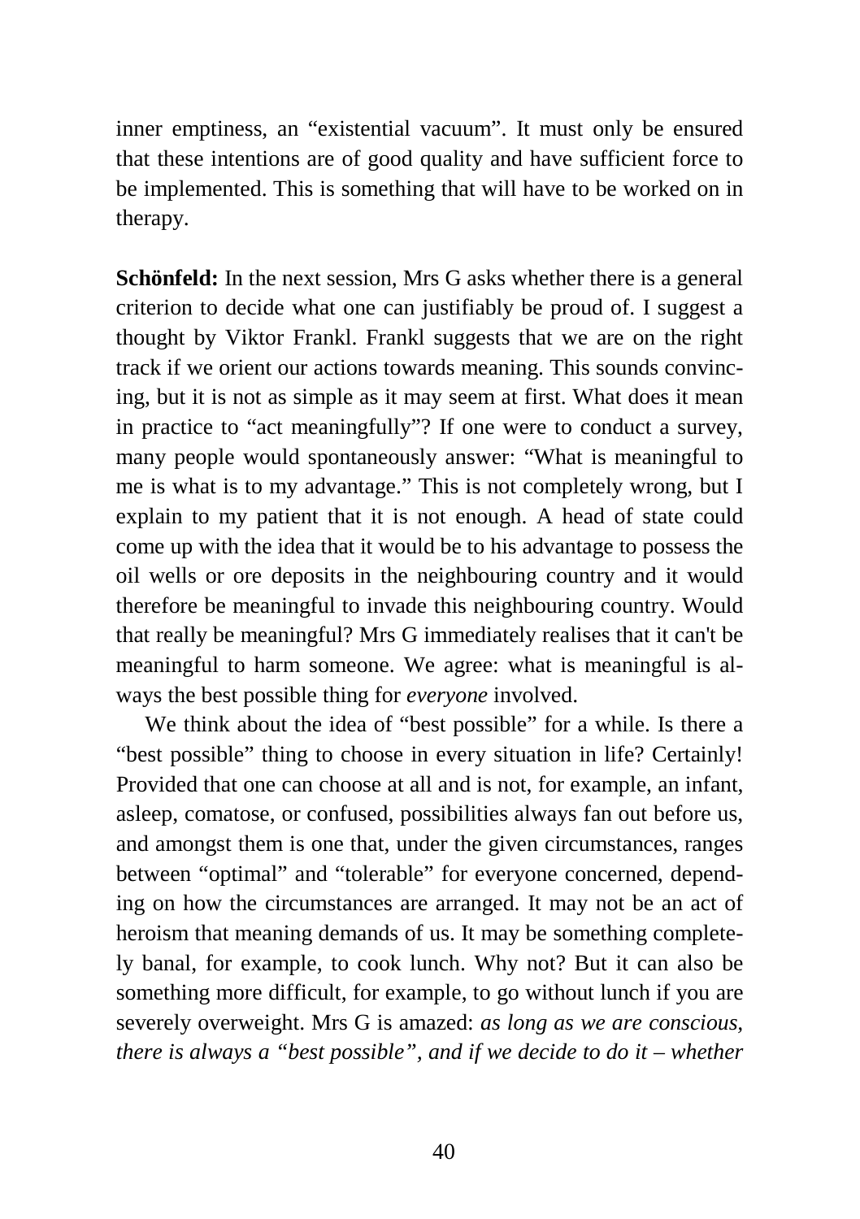inner emptiness, an "existential vacuum". It must only be ensured that these intentions are of good quality and have sufficient force to be implemented. This is something that will have to be worked on in therapy.

**Schönfeld:** In the next session, Mrs G asks whether there is a general criterion to decide what one can justifiably be proud of. I suggest a thought by Viktor Frankl. Frankl suggests that we are on the right track if we orient our actions towards meaning. This sounds convincing, but it is not as simple as it may seem at first. What does it mean in practice to "act meaningfully"? If one were to conduct a survey, many people would spontaneously answer: "What is meaningful to me is what is to my advantage." This is not completely wrong, but I explain to my patient that it is not enough. A head of state could come up with the idea that it would be to his advantage to possess the oil wells or ore deposits in the neighbouring country and it would therefore be meaningful to invade this neighbouring country. Would that really be meaningful? Mrs G immediately realises that it can't be meaningful to harm someone. We agree: what is meaningful is always the best possible thing for *everyone* involved.

We think about the idea of "best possible" for a while. Is there a "best possible" thing to choose in every situation in life? Certainly! Provided that one can choose at all and is not, for example, an infant, asleep, comatose, or confused, possibilities always fan out before us, and amongst them is one that, under the given circumstances, ranges between "optimal" and "tolerable" for everyone concerned, depending on how the circumstances are arranged. It may not be an act of heroism that meaning demands of us. It may be something completely banal, for example, to cook lunch. Why not? But it can also be something more difficult, for example, to go without lunch if you are severely overweight. Mrs G is amazed: *as long as we are conscious, there is always a "best possible", and if we decide to do it – whether*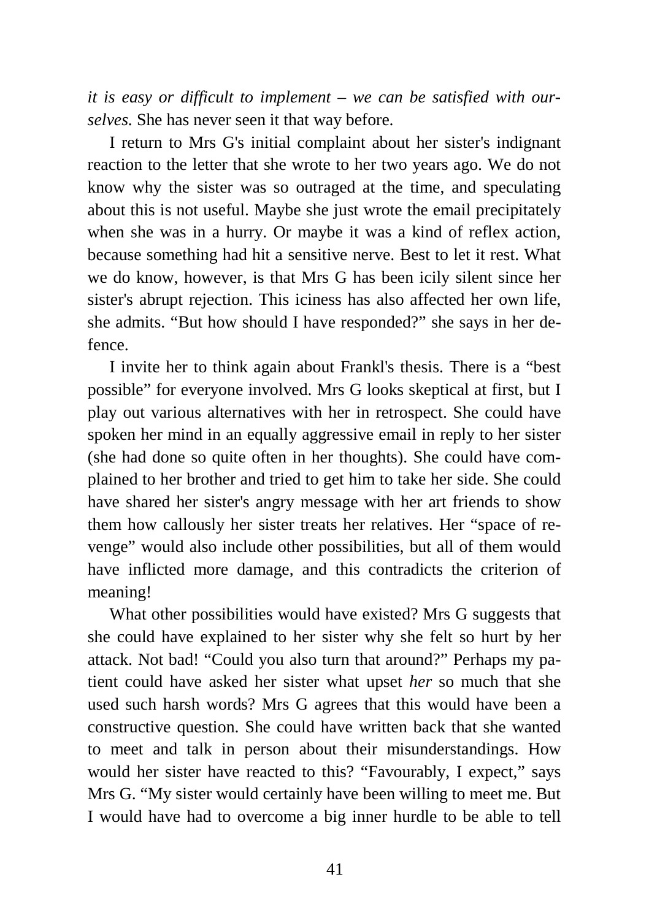*it is easy or difficult to implement – we can be satisfied with ourselves.* She has never seen it that way before.

I return to Mrs G's initial complaint about her sister's indignant reaction to the letter that she wrote to her two years ago. We do not know why the sister was so outraged at the time, and speculating about this is not useful. Maybe she just wrote the email precipitately when she was in a hurry. Or maybe it was a kind of reflex action, because something had hit a sensitive nerve. Best to let it rest. What we do know, however, is that Mrs G has been icily silent since her sister's abrupt rejection. This iciness has also affected her own life, she admits. "But how should I have responded?" she says in her defence.

I invite her to think again about Frankl's thesis. There is a "best possible" for everyone involved. Mrs G looks skeptical at first, but I play out various alternatives with her in retrospect. She could have spoken her mind in an equally aggressive email in reply to her sister (she had done so quite often in her thoughts). She could have complained to her brother and tried to get him to take her side. She could have shared her sister's angry message with her art friends to show them how callously her sister treats her relatives. Her "space of revenge" would also include other possibilities, but all of them would have inflicted more damage, and this contradicts the criterion of meaning!

What other possibilities would have existed? Mrs G suggests that she could have explained to her sister why she felt so hurt by her attack. Not bad! "Could you also turn that around?" Perhaps my patient could have asked her sister what upset *her* so much that she used such harsh words? Mrs G agrees that this would have been a constructive question. She could have written back that she wanted to meet and talk in person about their misunderstandings. How would her sister have reacted to this? "Favourably, I expect," says Mrs G. "My sister would certainly have been willing to meet me. But I would have had to overcome a big inner hurdle to be able to tell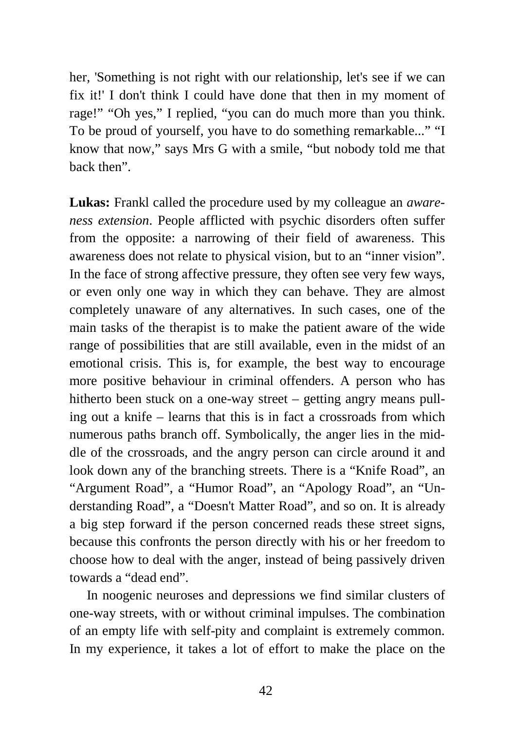her, 'Something is not right with our relationship, let's see if we can fix it!' I don't think I could have done that then in my moment of rage!" "Oh yes," I replied, "you can do much more than you think. To be proud of yourself, you have to do something remarkable..." "I know that now," says Mrs G with a smile, "but nobody told me that back then".

**Lukas:** Frankl called the procedure used by my colleague an *awareness extension*. People afflicted with psychic disorders often suffer from the opposite: a narrowing of their field of awareness. This awareness does not relate to physical vision, but to an "inner vision". In the face of strong affective pressure, they often see very few ways, or even only one way in which they can behave. They are almost completely unaware of any alternatives. In such cases, one of the main tasks of the therapist is to make the patient aware of the wide range of possibilities that are still available, even in the midst of an emotional crisis. This is, for example, the best way to encourage more positive behaviour in criminal offenders. A person who has hitherto been stuck on a one-way street – getting angry means pulling out a knife – learns that this is in fact a crossroads from which numerous paths branch off. Symbolically, the anger lies in the middle of the crossroads, and the angry person can circle around it and look down any of the branching streets. There is a "Knife Road", an "Argument Road", a "Humor Road", an "Apology Road", an "Understanding Road", a "Doesn't Matter Road", and so on. It is already a big step forward if the person concerned reads these street signs, because this confronts the person directly with his or her freedom to choose how to deal with the anger, instead of being passively driven towards a "dead end".

In noogenic neuroses and depressions we find similar clusters of one-way streets, with or without criminal impulses. The combination of an empty life with self-pity and complaint is extremely common. In my experience, it takes a lot of effort to make the place on the